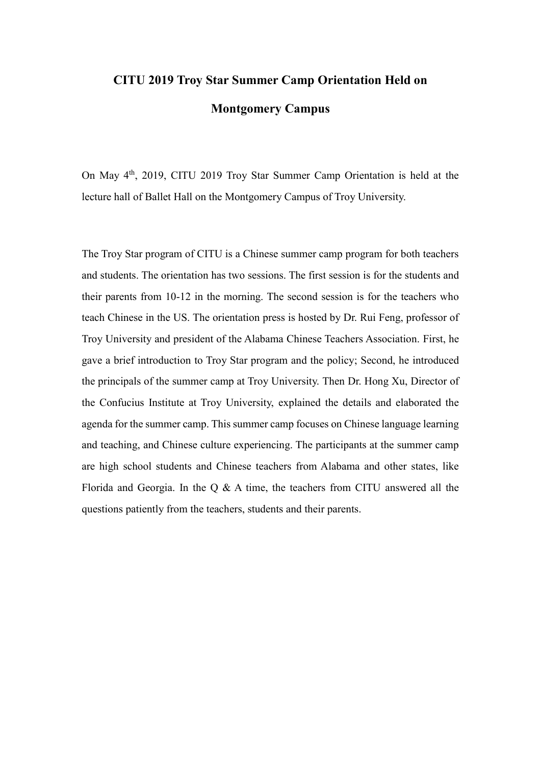# CITU 2019 Troy Star Summer Camp Orientation Held on Montgomery Campus

On May 4th, 2019, CITU 2019 Troy Star Summer Camp Orientation is held at the lecture hall of Ballet Hall on the Montgomery Campus of Troy University.

The Troy Star program of CITU is a Chinese summer camp program for both teachers and students. The orientation has two sessions. The first session is for the students and their parents from 10-12 in the morning. The second session is for the teachers who teach Chinese in the US. The orientation press is hosted by Dr. Rui Feng, professor of Troy University and president of the Alabama Chinese Teachers Association. First, he gave a brief introduction to Troy Star program and the policy; Second, he introduced the principals of the summer camp at Troy University. Then Dr. Hong Xu, Director of the Confucius Institute at Troy University, explained the details and elaborated the agenda for the summer camp. This summer camp focuses on Chinese language learning and teaching, and Chinese culture experiencing. The participants at the summer camp are high school students and Chinese teachers from Alabama and other states, like Florida and Georgia. In the Q & A time, the teachers from CITU answered all the questions patiently from the teachers, students and their parents.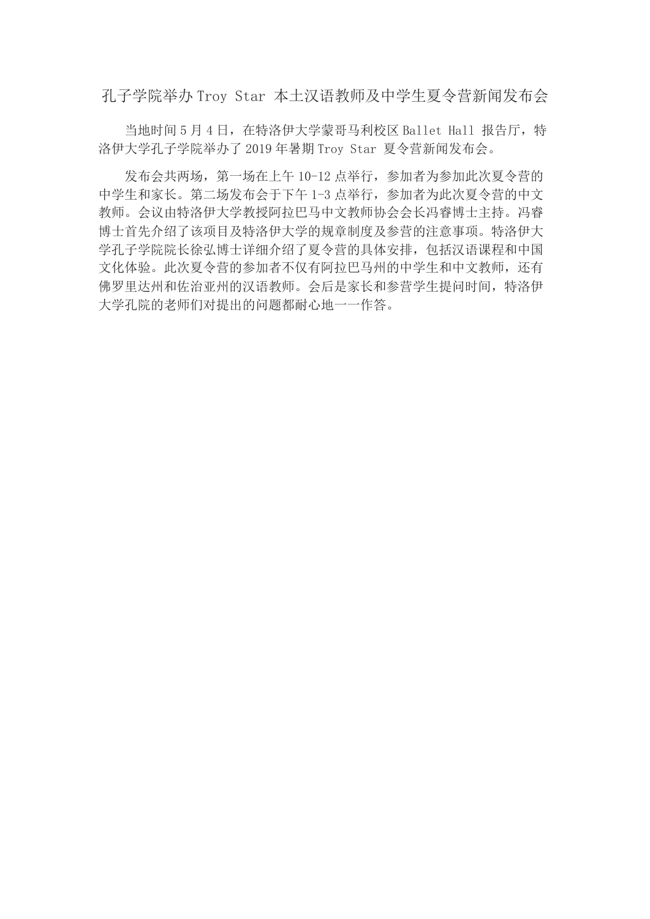# 孔子学院举办 Troy Star 本土汉语教师及中学生夏令营新闻发布会

当地时间 5 月 4 日，在特洛伊大学蒙哥马利校区 Ballet Hall 报告厅，特洛伊大学孔子学院举办了 2019 年暑期 Troy Star 夏令营新闻发布会。

发布会共两场，第一场在上午 10-12 点举行，参加者为参加此次夏令营的中学生和家长。第二场发布会于下午 1-3 点举行，参加者为此次夏令营的中文教师。会议由特洛伊大学教授阿拉巴马中文教师协会会长冯睿博士主持。冯睿博士首先介绍了该项目及特洛伊大学的规章制度及参营的注意事项。特洛伊大学孔子学院院长徐弘博士详细介绍了夏令营的具体安排，包括汉语课程和中国文化体验。此次夏令营的参加者不仅有阿拉巴马州的中学生和中文教师，还有佛罗里达州和佐治亚州的汉语教师。会后是家长和参营学生提问时间，特洛伊大学孔院的老师们对提出的问题都耐心地一一作答。